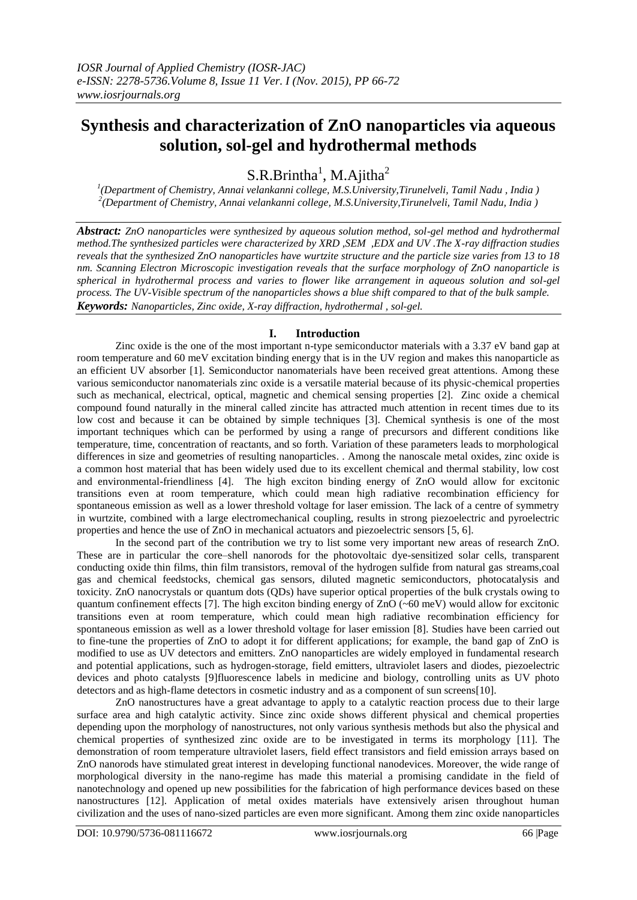# Synthesis and characterization of ZnO nanoparticles via aqueous solution, sol-gel and hydrothermal methods

S.R.Brintha[1], M.Ajitha[2]

[1](Department of Chemistry, Annai velankanni college, M.S.University,Tirunelveli, Tamil Nadu , India )
[2](Department of Chemistry, Annai velankanni college, M.S.University,Tirunelveli, Tamil Nadu, India )

***Abstract:*** *ZnO nanoparticles were synthesized by aqueous solution method, sol-gel method and hydrothermal method.The synthesized particles were characterized by XRD ,SEM ,EDX and UV .The X-ray diffraction studies reveals that the synthesized ZnO nanoparticles have wurtzite structure and the particle size varies from 13 to 18 nm. Scanning Electron Microscopic investigation reveals that the surface morphology of ZnO nanoparticle is spherical in hydrothermal process and varies to flower like arrangement in aqueous solution and sol-gel process. The UV-Visible spectrum of the nanoparticles shows a blue shift compared to that of the bulk sample.*

***Keywords:*** *Nanoparticles, Zinc oxide, X-ray diffraction, hydrothermal , sol-gel.*

## I. Introduction

Zinc oxide is the one of the most important n-type semiconductor materials with a 3.37 eV band gap at room temperature and 60 meV excitation binding energy that is in the UV region and makes this nanoparticle as an efficient UV absorber [1]. Semiconductor nanomaterials have been received great attentions. Among these various semiconductor nanomaterials zinc oxide is a versatile material because of its physic-chemical properties such as mechanical, electrical, optical, magnetic and chemical sensing properties [2]. Zinc oxide a chemical compound found naturally in the mineral called zincite has attracted much attention in recent times due to its low cost and because it can be obtained by simple techniques [3]. Chemical synthesis is one of the most important techniques which can be performed by using a range of precursors and different conditions like temperature, time, concentration of reactants, and so forth. Variation of these parameters leads to morphological differences in size and geometries of resulting nanoparticles. . Among the nanoscale metal oxides, zinc oxide is a common host material that has been widely used due to its excellent chemical and thermal stability, low cost and environmental-friendliness [4]. The high exciton binding energy of ZnO would allow for excitonic transitions even at room temperature, which could mean high radiative recombination efficiency for spontaneous emission as well as a lower threshold voltage for laser emission. The lack of a centre of symmetry in wurtzite, combined with a large electromechanical coupling, results in strong piezoelectric and pyroelectric properties and hence the use of ZnO in mechanical actuators and piezoelectric sensors [5, 6].

In the second part of the contribution we try to list some very important new areas of research ZnO. These are in particular the core–shell nanorods for the photovoltaic dye-sensitized solar cells, transparent conducting oxide thin films, thin film transistors, removal of the hydrogen sulfide from natural gas streams,coal gas and chemical feedstocks, chemical gas sensors, diluted magnetic semiconductors, photocatalysis and toxicity. ZnO nanocrystals or quantum dots (QDs) have superior optical properties of the bulk crystals owing to quantum confinement effects [7]. The high exciton binding energy of ZnO (~60 meV) would allow for excitonic transitions even at room temperature, which could mean high radiative recombination efficiency for spontaneous emission as well as a lower threshold voltage for laser emission [8]. Studies have been carried out to fine-tune the properties of ZnO to adopt it for different applications; for example, the band gap of ZnO is modified to use as UV detectors and emitters. ZnO nanoparticles are widely employed in fundamental research and potential applications, such as hydrogen-storage, field emitters, ultraviolet lasers and diodes, piezoelectric devices and photo catalysts [9]fluorescence labels in medicine and biology, controlling units as UV photo detectors and as high-flame detectors in cosmetic industry and as a component of sun screens[10].

ZnO nanostructures have a great advantage to apply to a catalytic reaction process due to their large surface area and high catalytic activity. Since zinc oxide shows different physical and chemical properties depending upon the morphology of nanostructures, not only various synthesis methods but also the physical and chemical properties of synthesized zinc oxide are to be investigated in terms its morphology [11]. The demonstration of room temperature ultraviolet lasers, field effect transistors and field emission arrays based on ZnO nanorods have stimulated great interest in developing functional nanodevices. Moreover, the wide range of morphological diversity in the nano-regime has made this material a promising candidate in the field of nanotechnology and opened up new possibilities for the fabrication of high performance devices based on these nanostructures [12]. Application of metal oxides materials have extensively arisen throughout human civilization and the uses of nano-sized particles are even more significant. Among them zinc oxide nanoparticles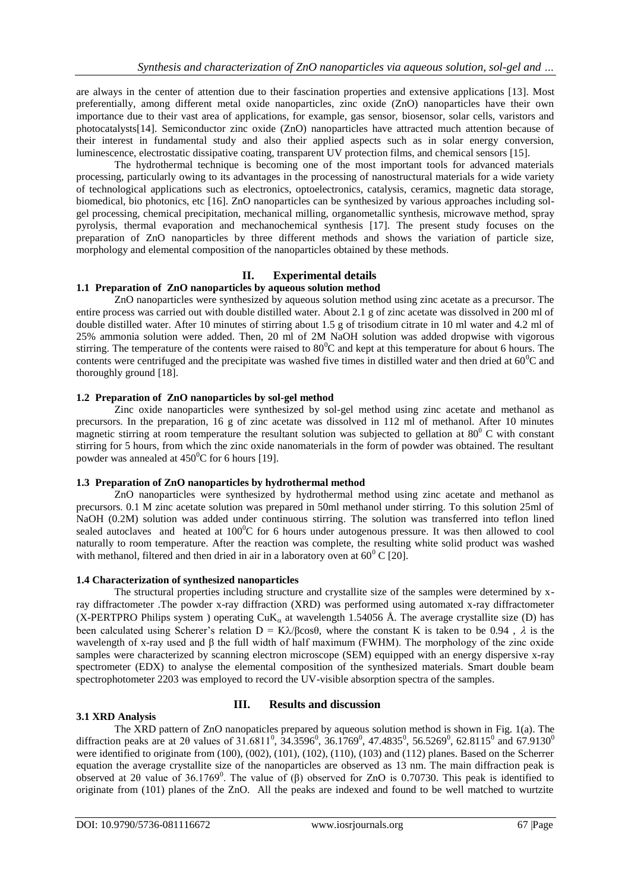are always in the center of attention due to their fascination properties and extensive applications [13]. Most preferentially, among different metal oxide nanoparticles, zinc oxide (ZnO) nanoparticles have their own importance due to their vast area of applications, for example, gas sensor, biosensor, solar cells, varistors and photocatalysts[14]. Semiconductor zinc oxide (ZnO) nanoparticles have attracted much attention because of their interest in fundamental study and also their applied aspects such as in solar energy conversion, luminescence, electrostatic dissipative coating, transparent UV protection films, and chemical sensors [15].

The hydrothermal technique is becoming one of the most important tools for advanced materials processing, particularly owing to its advantages in the processing of nanostructural materials for a wide variety of technological applications such as electronics, optoelectronics, catalysis, ceramics, magnetic data storage, biomedical, bio photonics, etc [16]. ZnO nanoparticles can be synthesized by various approaches including sol-gel processing, chemical precipitation, mechanical milling, organometallic synthesis, microwave method, spray pyrolysis, thermal evaporation and mechanochemical synthesis [17]. The present study focuses on the preparation of ZnO nanoparticles by three different methods and shows the variation of particle size, morphology and elemental composition of the nanoparticles obtained by these methods.

## II. Experimental details

### 1.1 Preparation of ZnO nanoparticles by aqueous solution method

ZnO nanoparticles were synthesized by aqueous solution method using zinc acetate as a precursor. The entire process was carried out with double distilled water. About 2.1 g of zinc acetate was dissolved in 200 ml of double distilled water. After 10 minutes of stirring about 1.5 g of trisodium citrate in 10 ml water and 4.2 ml of 25% ammonia solution were added. Then, 20 ml of 2M NaOH solution was added dropwise with vigorous stirring. The temperature of the contents were raised to $80^0$C and kept at this temperature for about 6 hours. The contents were centrifuged and the precipitate was washed five times in distilled water and then dried at $60^0$C and thoroughly ground [18].

### 1.2 Preparation of ZnO nanoparticles by sol-gel method

Zinc oxide nanoparticles were synthesized by sol-gel method using zinc acetate and methanol as precursors. In the preparation, 16 g of zinc acetate was dissolved in 112 ml of methanol. After 10 minutes magnetic stirring at room temperature the resultant solution was subjected to gellation at $80^0$ C with constant stirring for 5 hours, from which the zinc oxide nanomaterials in the form of powder was obtained. The resultant powder was annealed at $450^0$C for 6 hours [19].

### 1.3 Preparation of ZnO nanoparticles by hydrothermal method

ZnO nanoparticles were synthesized by hydrothermal method using zinc acetate and methanol as precursors. 0.1 M zinc acetate solution was prepared in 50ml methanol under stirring. To this solution 25ml of NaOH (0.2M) solution was added under continuous stirring. The solution was transferred into teflon lined sealed autoclaves and heated at $100^0$C for 6 hours under autogenous pressure. It was then allowed to cool naturally to room temperature. After the reaction was complete, the resulting white solid product was washed with methanol, filtered and then dried in air in a laboratory oven at $60^0$ C [20].

### 1.4 Characterization of synthesized nanoparticles

The structural properties including structure and crystallite size of the samples were determined by x-ray diffractometer .The powder x-ray diffraction (XRD) was performed using automated x-ray diffractometer (X-PERTPRO Philips system ) operating $CuK_\alpha$ at wavelength 1.54056 Å. The average crystallite size (D) has been calculated using Scherer's relation $D = K\lambda/\beta\cos\theta$, where the constant K is taken to be 0.94 , $\lambda$ is the wavelength of x-ray used and β the full width of half maximum (FWHM). The morphology of the zinc oxide samples were characterized by scanning electron microscope (SEM) equipped with an energy dispersive x-ray spectrometer (EDX) to analyse the elemental composition of the synthesized materials. Smart double beam spectrophotometer 2203 was employed to record the UV-visible absorption spectra of the samples.

## III. Results and discussion

### 3.1 XRD Analysis

The XRD pattern of ZnO nanopaticles prepared by aqueous solution method is shown in Fig. 1(a). The diffraction peaks are at 2θ values of $31.6811^0$, $34.3596^0$, $36.1769^0$, $47.4835^0$, $56.5269^0$, $62.8115^0$ and $67.9130^0$ were identified to originate from (100), (002), (101), (102), (110), (103) and (112) planes. Based on the Scherrer equation the average crystallite size of the nanoparticles are observed as 13 nm. The main diffraction peak is observed at 2θ value of $36.1769^0$. The value of (β) observed for ZnO is 0.70730. This peak is identified to originate from (101) planes of the ZnO. All the peaks are indexed and found to be well matched to wurtzite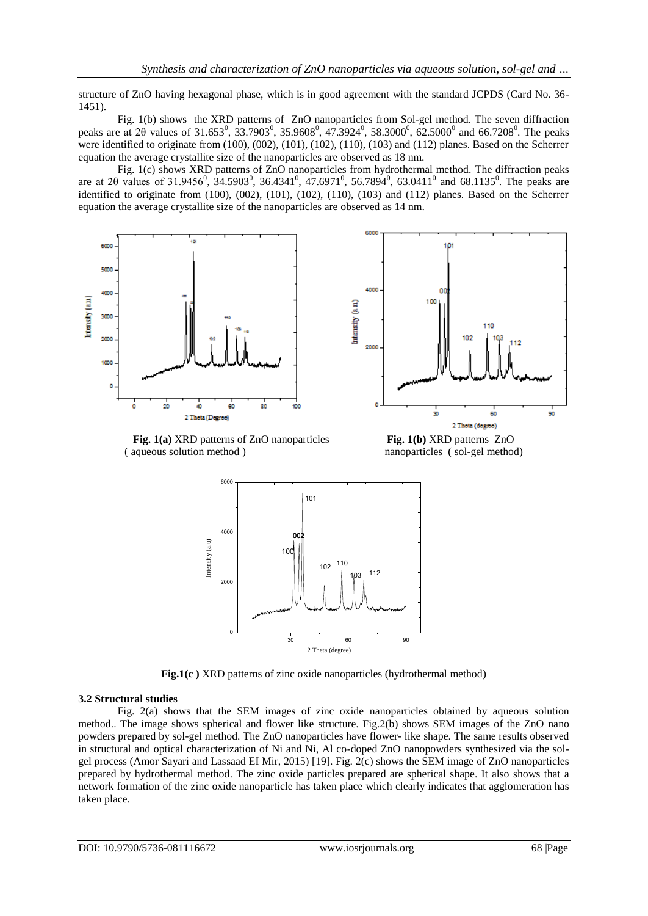structure of ZnO having hexagonal phase, which is in good agreement with the standard JCPDS (Card No. 36-1451).

Fig. 1(b) shows the XRD patterns of ZnO nanoparticles from Sol-gel method. The seven diffraction peaks are at 2θ values of $31.653^0$, $33.7903^0$, $35.9608^0$, $47.3924^0$, $58.3000^0$, $62.5000^0$ and $66.7208^0$. The peaks were identified to originate from (100), (002), (101), (102), (110), (103) and (112) planes. Based on the Scherrer equation the average crystallite size of the nanoparticles are observed as 18 nm.

Fig. 1(c) shows XRD patterns of ZnO nanoparticles from hydrothermal method. The diffraction peaks are at 2θ values of $31.9456^0$, $34.5903^0$, $36.4341^0$, $47.6971^0$, $56.7894^0$, $63.0411^0$ and $68.1135^0$. The peaks are identified to originate from (100), (002), (101), (102), (110), (103) and (112) planes. Based on the Scherrer equation the average crystallite size of the nanoparticles are observed as 14 nm.

**Fig. 1(a)** XRD patterns of ZnO nanoparticles ( aqueous solution method )

**Fig. 1(b)** XRD patterns ZnO nanoparticles ( sol-gel method)

**Fig.1(c )** XRD patterns of zinc oxide nanoparticles (hydrothermal method)

**3.2 Structural studies**

Fig. 2(a) shows that the SEM images of zinc oxide nanoparticles obtained by aqueous solution method.. The image shows spherical and flower like structure. Fig.2(b) shows SEM images of the ZnO nano powders prepared by sol-gel method. The ZnO nanoparticles have flower- like shape. The same results observed in structural and optical characterization of Ni and Ni, Al co-doped ZnO nanopowders synthesized via the sol-gel process (Amor Sayari and Lassaad EI Mir, 2015) [19]. Fig. 2(c) shows the SEM image of ZnO nanoparticles prepared by hydrothermal method. The zinc oxide particles prepared are spherical shape. It also shows that a network formation of the zinc oxide nanoparticle has taken place which clearly indicates that agglomeration has taken place.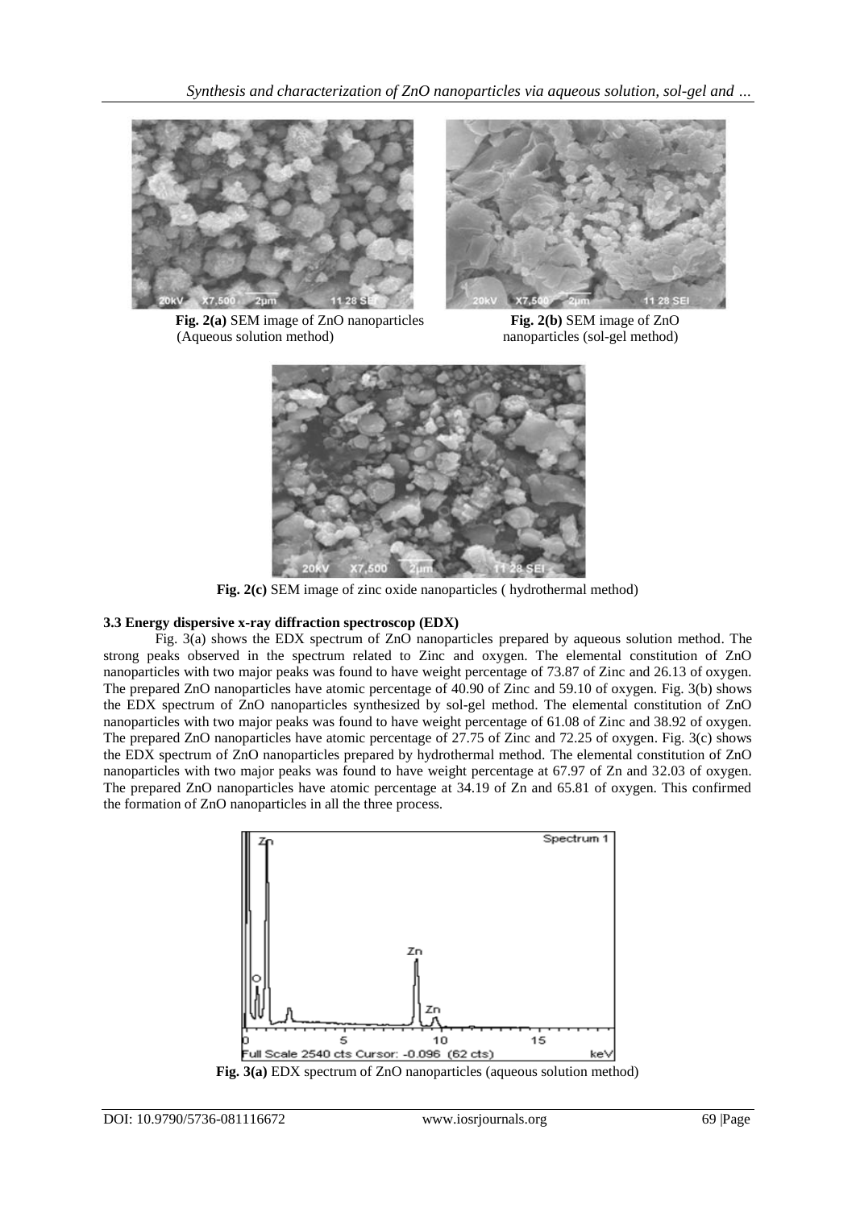**Fig. 2(a)** SEM image of ZnO nanoparticles (Aqueous solution method)

**Fig. 2(b)** SEM image of ZnO nanoparticles (sol-gel method)

**Fig. 2(c)** SEM image of zinc oxide nanoparticles ( hydrothermal method)

### 3.3 Energy dispersive x-ray diffraction spectroscop (EDX)

Fig. 3(a) shows the EDX spectrum of ZnO nanoparticles prepared by aqueous solution method. The strong peaks observed in the spectrum related to Zinc and oxygen. The elemental constitution of ZnO nanoparticles with two major peaks was found to have weight percentage of 73.87 of Zinc and 26.13 of oxygen. The prepared ZnO nanoparticles have atomic percentage of 40.90 of Zinc and 59.10 of oxygen. Fig. 3(b) shows the EDX spectrum of ZnO nanoparticles synthesized by sol-gel method. The elemental constitution of ZnO nanoparticles with two major peaks was found to have weight percentage of 61.08 of Zinc and 38.92 of oxygen. The prepared ZnO nanoparticles have atomic percentage of 27.75 of Zinc and 72.25 of oxygen. Fig. 3(c) shows the EDX spectrum of ZnO nanoparticles prepared by hydrothermal method. The elemental constitution of ZnO nanoparticles with two major peaks was found to have weight percentage at 67.97 of Zn and 32.03 of oxygen. The prepared ZnO nanoparticles have atomic percentage at 34.19 of Zn and 65.81 of oxygen. This confirmed the formation of ZnO nanoparticles in all the three process.

**Fig. 3(a)** EDX spectrum of ZnO nanoparticles (aqueous solution method)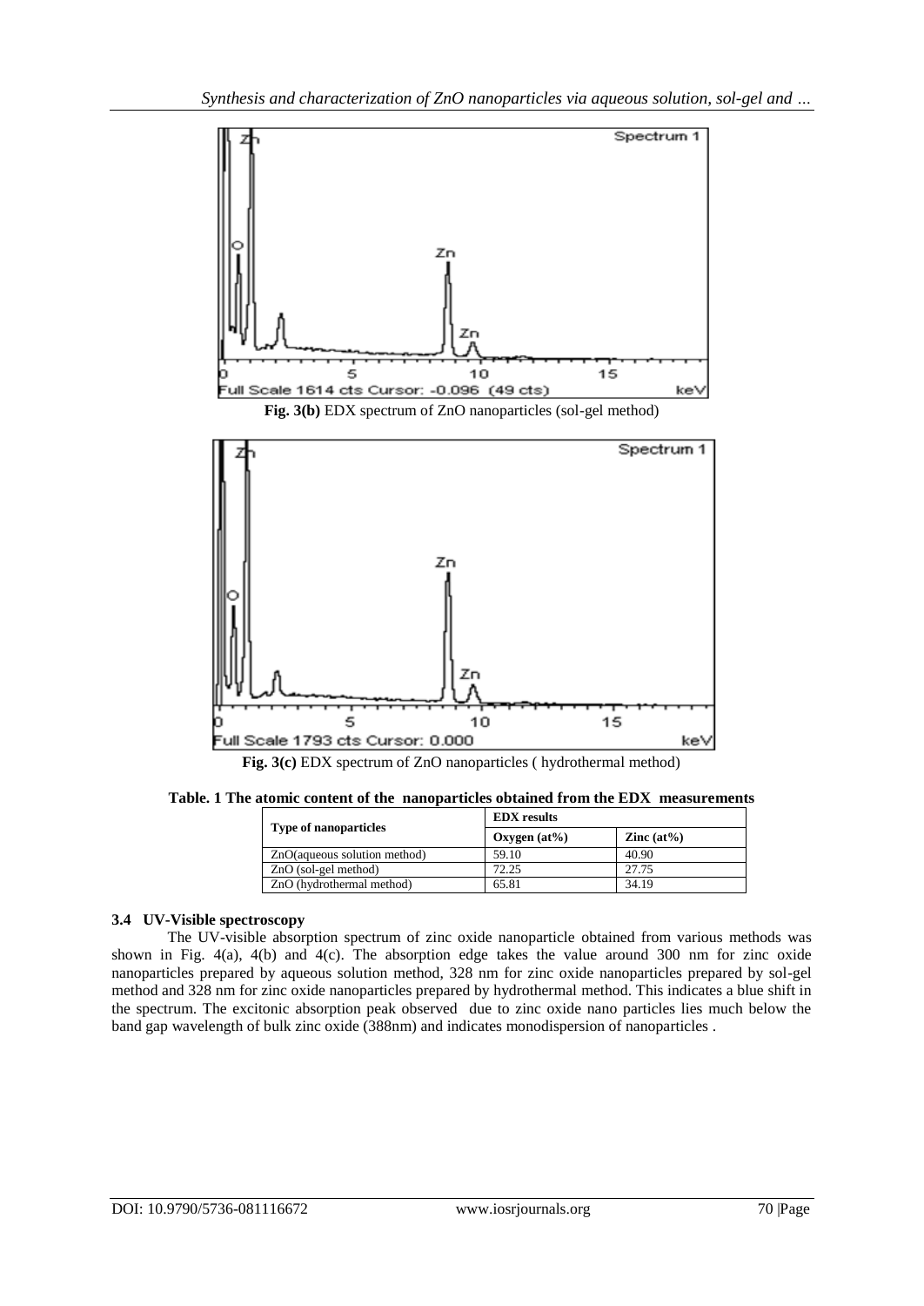Fig. 3(b) EDX spectrum of ZnO nanoparticles (sol-gel method)

Fig. 3(c) EDX spectrum of ZnO nanoparticles ( hydrothermal method)

**Table. 1 The atomic content of the nanoparticles obtained from the EDX measurements**

| Type of nanoparticles | EDX results | |
|---|---|---|
| | Oxygen (at%) | Zinc (at%) |
| ZnO(aqueous solution method) | 59.10 | 40.90 |
| ZnO (sol-gel method) | 72.25 | 27.75 |
| ZnO (hydrothermal method) | 65.81 | 34.19 |

### 3.4 UV-Visible spectroscopy

The UV-visible absorption spectrum of zinc oxide nanoparticle obtained from various methods was shown in Fig. 4(a), 4(b) and 4(c). The absorption edge takes the value around 300 nm for zinc oxide nanoparticles prepared by aqueous solution method, 328 nm for zinc oxide nanoparticles prepared by sol-gel method and 328 nm for zinc oxide nanoparticles prepared by hydrothermal method. This indicates a blue shift in the spectrum. The excitonic absorption peak observed due to zinc oxide nano particles lies much below the band gap wavelength of bulk zinc oxide (388nm) and indicates monodispersion of nanoparticles .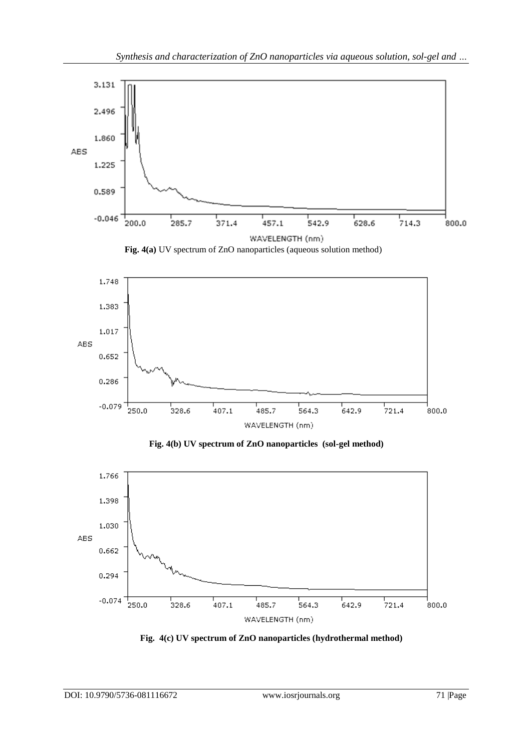**Fig. 4(a)** UV spectrum of ZnO nanoparticles (aqueous solution method)

**Fig. 4(b) UV spectrum of ZnO nanoparticles (sol-gel method)**

**Fig. 4(c) UV spectrum of ZnO nanoparticles (hydrothermal method)**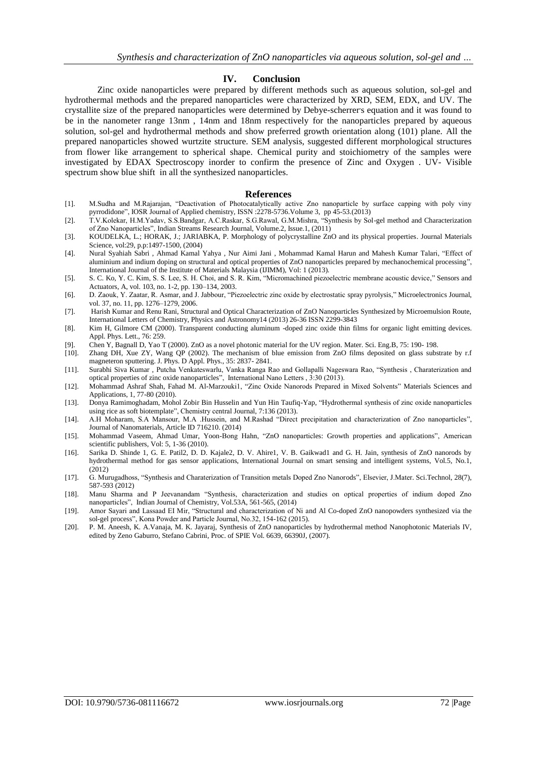## IV. Conclusion

Zinc oxide nanoparticles were prepared by different methods such as aqueous solution, sol-gel and hydrothermal methods and the prepared nanoparticles were characterized by XRD, SEM, EDX, and UV. The crystallite size of the prepared nanoparticles were determined by Debye-scherrer's equation and it was found to be in the nanometer range 13nm , 14nm and 18nm respectively for the nanoparticles prepared by aqueous solution, sol-gel and hydrothermal methods and show preferred growth orientation along (101) plane. All the prepared nanoparticles showed wurtzite structure. SEM analysis, suggested different morphological structures from flower like arrangement to spherical shape. Chemical purity and stoichiometry of the samples were investigated by EDAX Spectroscopy inorder to confirm the presence of Zinc and Oxygen . UV- Visible spectrum show blue shift in all the synthesized nanoparticles.

## References

[1]. M.Sudha and M.Rajarajan, "Deactivation of Photocatalytically active Zno nanoparticle by surface capping with poly viny pyrrodidone", IOSR Journal of Applied chemistry, ISSN :2278-5736.Volume 3, pp 45-53.(2013)

[2]. T.V.Kolekar, H.M.Yadav, S.S.Bandgar, A.C.Raskar, S.G.Rawal, G.M.Mishra, "Synthesis by Sol-gel method and Characterization of Zno Nanoparticles", Indian Streams Research Journal, Volume.2, Issue.1, (2011)

[3]. KOUDELKA, L.; HORAK, J.; JARIABKA, P. Morphology of polycrystalline ZnO and its physical properties. Journal Materials Science, vol:29, p.p:1497-1500, (2004)

[4]. Nural Syahiah Sabri , Ahmad Kamal Yahya , Nur Aimi Jani , Mohammad Kamal Harun and Mahesh Kumar Talari, "Effect of aluminium and indium doping on structural and optical properties of ZnO nanoparticles prepared by mechanochemical processing", International Journal of the Institute of Materials Malaysia (IJIMM), Vol: 1 (2013).

[5]. S. C. Ko, Y. C. Kim, S. S. Lee, S. H. Choi, and S. R. Kim, "Micromachined piezoelectric membrane acoustic device," Sensors and Actuators, A, vol. 103, no. 1-2, pp. 130–134, 2003.

[6]. D. Zaouk, Y. Zaatar, R. Asmar, and J. Jabbour, "Piezoelectric zinc oxide by electrostatic spray pyrolysis," Microelectronics Journal, vol. 37, no. 11, pp. 1276–1279, 2006.

[7]. Harish Kumar and Renu Rani, Structural and Optical Characterization of ZnO Nanoparticles Synthesized by Microemulsion Route, International Letters of Chemistry, Physics and Astronomy14 (2013) 26-36 ISSN 2299-3843

[8]. Kim H, Gilmore CM (2000). Transparent conducting aluminum -doped zinc oxide thin films for organic light emitting devices. Appl. Phys. Lett., 76: 259.

[9]. Chen Y, Bagnall D, Yao T (2000). ZnO as a novel photonic material for the UV region. Mater. Sci. Eng.B, 75: 190- 198.

[10]. Zhang DH, Xue ZY, Wang QP (2002). The mechanism of blue emission from ZnO films deposited on glass substrate by r.f magneteron sputtering. J. Phys. D Appl. Phys., 35: 2837- 2841.

[11]. Surabhi Siva Kumar , Putcha Venkateswarlu, Vanka Ranga Rao and Gollapalli Nageswara Rao, "Synthesis , Charaterization and optical properties of zinc oxide nanoparticles", International Nano Letters , 3:30 (2013).

[12]. Mohammad Ashraf Shah, Fahad M. Al-Marzouki1, "Zinc Oxide Nanorods Prepared in Mixed Solvents" Materials Sciences and Applications, 1, 77-80 (2010).

[13]. Donya Ramimoghadam, Mohol Zobir Bin Husselin and Yun Hin Taufiq-Yap, "Hydrothermal synthesis of zinc oxide nanoparticles using rice as soft biotemplate", Chemistry central Journal, 7:136 (2013).

[14]. A.H Moharam, S.A Mansour, M.A .Hussein, and M.Rashad "Direct precipitation and characterization of Zno nanoparticles", Journal of Nanomaterials, Article ID 716210. (2014)

[15]. Mohammad Vaseem, Ahmad Umar, Yoon-Bong Hahn, "ZnO nanoparticles: Growth properties and applications", American scientific publishers, Vol: 5, 1-36 (2010).

[16]. Sarika D. Shinde 1, G. E. Patil2, D. D. Kajale2, D. V. Ahire1, V. B. Gaikwad1 and G. H. Jain, synthesis of ZnO nanorods by hydrothermal method for gas sensor applications, International Journal on smart sensing and intelligent systems, Vol.5, No.1, (2012)

[17]. G. Murugadhoss, "Synthesis and Charaterization of Transition metals Doped Zno Nanorods", Elsevier, J.Mater. Sci.Technol, 28(7), 587-593 (2012)

[18]. Manu Sharma and P Jeevanandam "Synthesis, characterization and studies on optical properties of indium doped Zno nanoparticles", Indian Journal of Chemistry, Vol.53A, 561-565, (2014)

[19]. Amor Sayari and Lassaad EI Mir, "Structural and characterization of Ni and Al Co-doped ZnO nanopowders synthesized via the sol-gel process", Kona Powder and Particle Journal, No.32, 154-162 (2015).

[20]. P. M. Aneesh, K. A.Vanaja, M. K. Jayaraj, Synthesis of ZnO nanoparticles by hydrothermal method Nanophotonic Materials IV, edited by Zeno Gaburro, Stefano Cabrini, Proc. of SPIE Vol. 6639, 66390J, (2007).